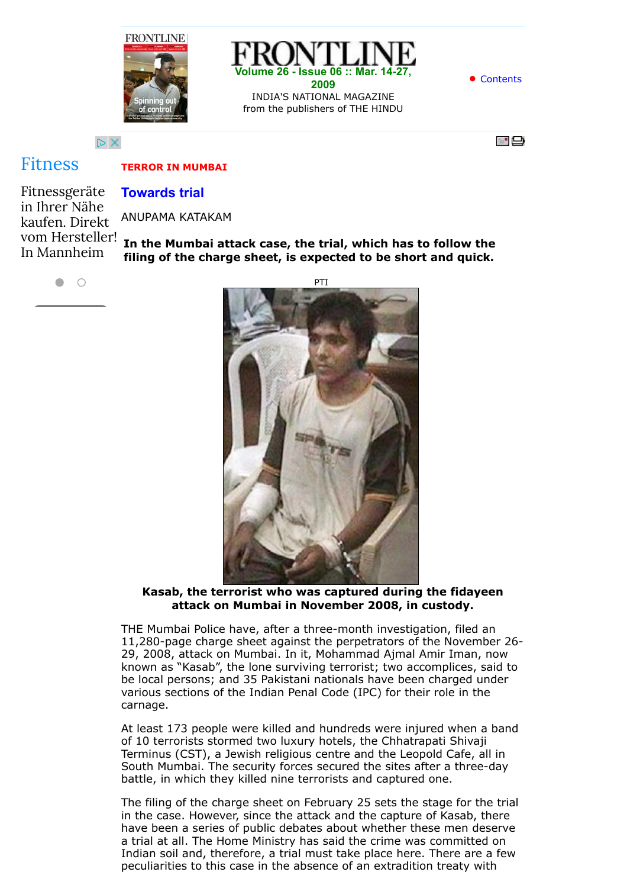# FRONTLINE

**Volume 26 - Issue 06 :: Mar. 14-27, 2009**

INDIA'S NATIONAL MAGAZINE
from the publishers of THE HINDU

**TERROR IN MUMBAI**

## Towards trial

ANUPAMA KATAKAM

**In the Mumbai attack case, the trial, which has to follow the filing of the charge sheet, is expected to be short and quick.**

PTI

**Kasab, the terrorist who was captured during the fidayeen attack on Mumbai in November 2008, in custody.**

THE Mumbai Police have, after a three-month investigation, filed an 11,280-page charge sheet against the perpetrators of the November 26-29, 2008, attack on Mumbai. In it, Mohammad Ajmal Amir Iman, now known as "Kasab", the lone surviving terrorist; two accomplices, said to be local persons; and 35 Pakistani nationals have been charged under various sections of the Indian Penal Code (IPC) for their role in the carnage.

At least 173 people were killed and hundreds were injured when a band of 10 terrorists stormed two luxury hotels, the Chhatrapati Shivaji Terminus (CST), a Jewish religious centre and the Leopold Cafe, all in South Mumbai. The security forces secured the sites after a three-day battle, in which they killed nine terrorists and captured one.

The filing of the charge sheet on February 25 sets the stage for the trial in the case. However, since the attack and the capture of Kasab, there have been a series of public debates about whether these men deserve a trial at all. The Home Ministry has said the crime was committed on Indian soil and, therefore, a trial must take place here. There are a few peculiarities to this case in the absence of an extradition treaty with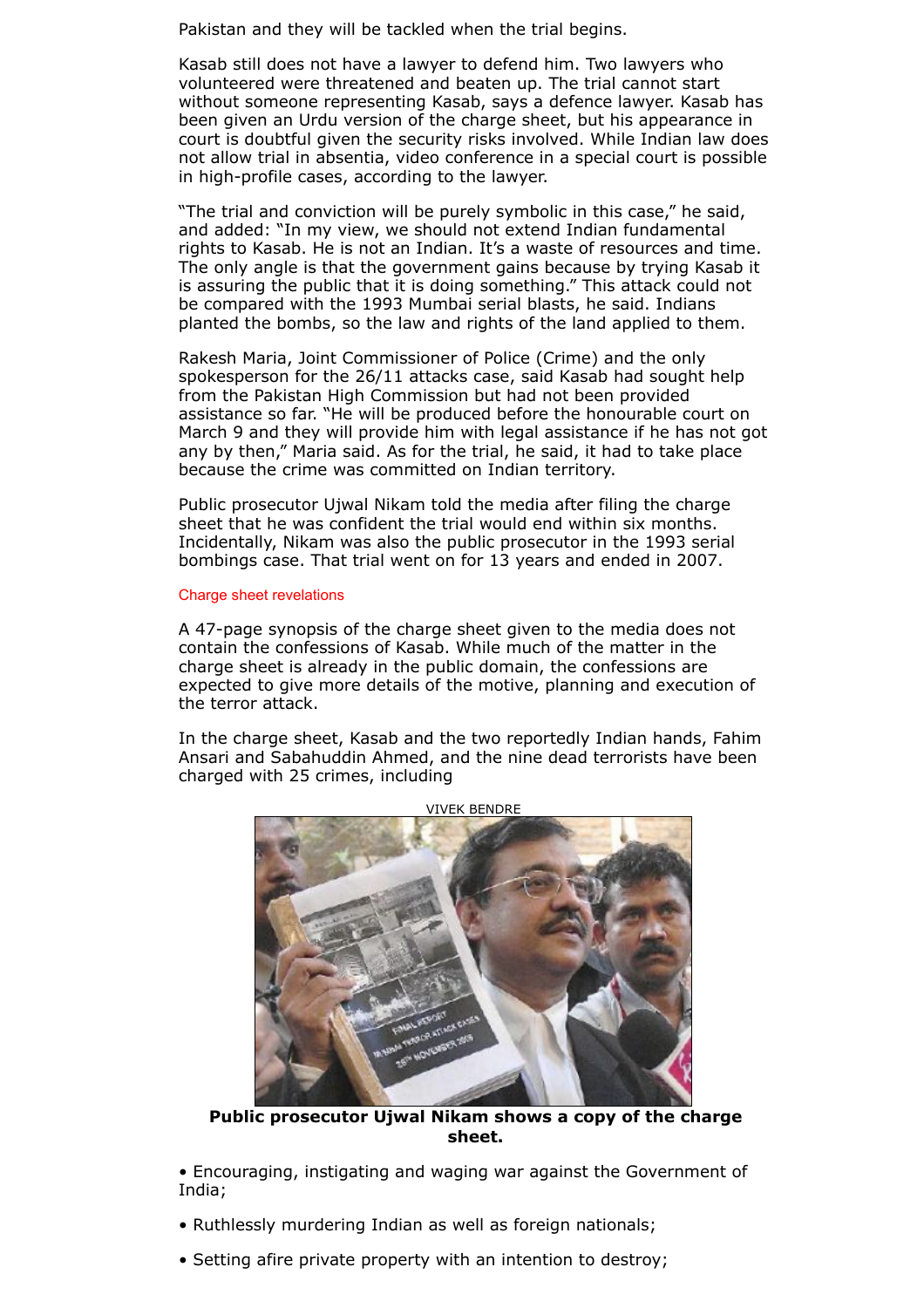Pakistan and they will be tackled when the trial begins.

Kasab still does not have a lawyer to defend him. Two lawyers who volunteered were threatened and beaten up. The trial cannot start without someone representing Kasab, says a defence lawyer. Kasab has been given an Urdu version of the charge sheet, but his appearance in court is doubtful given the security risks involved. While Indian law does not allow trial in absentia, video conference in a special court is possible in high-profile cases, according to the lawyer.

"The trial and conviction will be purely symbolic in this case," he said, and added: "In my view, we should not extend Indian fundamental rights to Kasab. He is not an Indian. It's a waste of resources and time. The only angle is that the government gains because by trying Kasab it is assuring the public that it is doing something." This attack could not be compared with the 1993 Mumbai serial blasts, he said. Indians planted the bombs, so the law and rights of the land applied to them.

Rakesh Maria, Joint Commissioner of Police (Crime) and the only spokesperson for the 26/11 attacks case, said Kasab had sought help from the Pakistan High Commission but had not been provided assistance so far. "He will be produced before the honourable court on March 9 and they will provide him with legal assistance if he has not got any by then," Maria said. As for the trial, he said, it had to take place because the crime was committed on Indian territory.

Public prosecutor Ujwal Nikam told the media after filing the charge sheet that he was confident the trial would end within six months. Incidentally, Nikam was also the public prosecutor in the 1993 serial bombings case. That trial went on for 13 years and ended in 2007.

### Charge sheet revelations

A 47-page synopsis of the charge sheet given to the media does not contain the confessions of Kasab. While much of the matter in the charge sheet is already in the public domain, the confessions are expected to give more details of the motive, planning and execution of the terror attack.

In the charge sheet, Kasab and the two reportedly Indian hands, Fahim Ansari and Sabahuddin Ahmed, and the nine dead terrorists have been charged with 25 crimes, including

VIVEK BENDRE

**Public prosecutor Ujwal Nikam shows a copy of the charge sheet.**

- Encouraging, instigating and waging war against the Government of India;
- Ruthlessly murdering Indian as well as foreign nationals;
- Setting afire private property with an intention to destroy;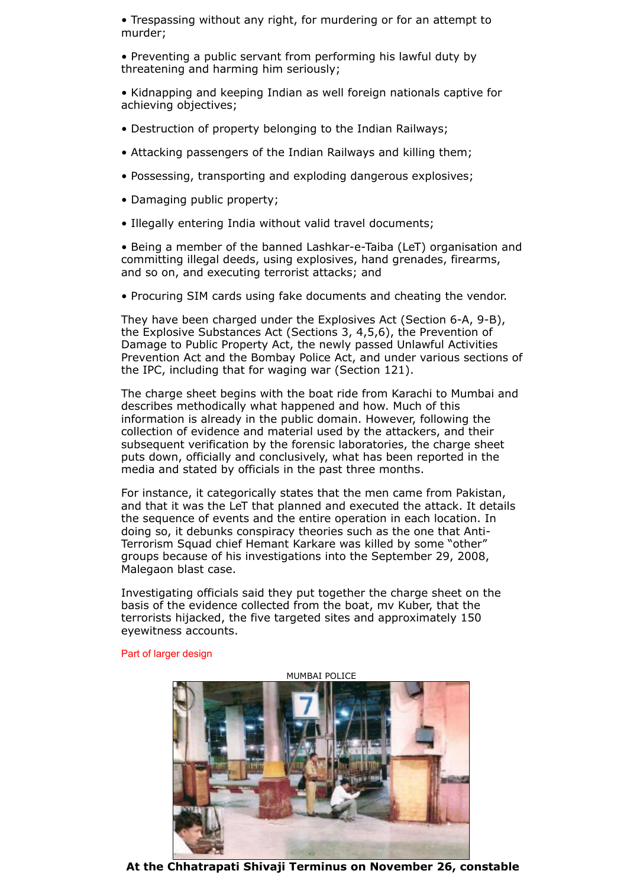- Trespassing without any right, for murdering or for an attempt to murder;

- Preventing a public servant from performing his lawful duty by threatening and harming him seriously;

- Kidnapping and keeping Indian as well foreign nationals captive for achieving objectives;

- Destruction of property belonging to the Indian Railways;

- Attacking passengers of the Indian Railways and killing them;

- Possessing, transporting and exploding dangerous explosives;

- Damaging public property;

- Illegally entering India without valid travel documents;

- Being a member of the banned Lashkar-e-Taiba (LeT) organisation and committing illegal deeds, using explosives, hand grenades, firearms, and so on, and executing terrorist attacks; and

- Procuring SIM cards using fake documents and cheating the vendor.

They have been charged under the Explosives Act (Section 6-A, 9-B), the Explosive Substances Act (Sections 3, 4,5,6), the Prevention of Damage to Public Property Act, the newly passed Unlawful Activities Prevention Act and the Bombay Police Act, and under various sections of the IPC, including that for waging war (Section 121).

The charge sheet begins with the boat ride from Karachi to Mumbai and describes methodically what happened and how. Much of this information is already in the public domain. However, following the collection of evidence and material used by the attackers, and their subsequent verification by the forensic laboratories, the charge sheet puts down, officially and conclusively, what has been reported in the media and stated by officials in the past three months.

For instance, it categorically states that the men came from Pakistan, and that it was the LeT that planned and executed the attack. It details the sequence of events and the entire operation in each location. In doing so, it debunks conspiracy theories such as the one that Anti-Terrorism Squad chief Hemant Karkare was killed by some "other" groups because of his investigations into the September 29, 2008, Malegaon blast case.

Investigating officials said they put together the charge sheet on the basis of the evidence collected from the boat, mv Kuber, that the terrorists hijacked, the five targeted sites and approximately 150 eyewitness accounts.

## Part of larger design

MUMBAI POLICE

**At the Chhatrapati Shivaji Terminus on November 26, constable**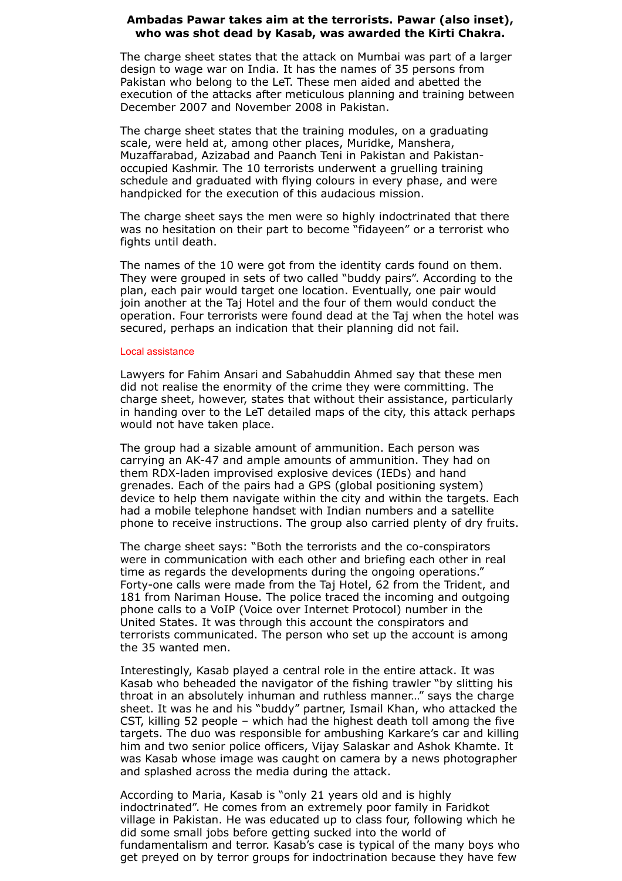**Ambadas Pawar takes aim at the terrorists. Pawar (also inset), who was shot dead by Kasab, was awarded the Kirti Chakra.**

The charge sheet states that the attack on Mumbai was part of a larger design to wage war on India. It has the names of 35 persons from Pakistan who belong to the LeT. These men aided and abetted the execution of the attacks after meticulous planning and training between December 2007 and November 2008 in Pakistan.

The charge sheet states that the training modules, on a graduating scale, were held at, among other places, Muridke, Manshera, Muzaffarabad, Azizabad and Paanch Teni in Pakistan and Pakistan-occupied Kashmir. The 10 terrorists underwent a gruelling training schedule and graduated with flying colours in every phase, and were handpicked for the execution of this audacious mission.

The charge sheet says the men were so highly indoctrinated that there was no hesitation on their part to become "fidayeen" or a terrorist who fights until death.

The names of the 10 were got from the identity cards found on them. They were grouped in sets of two called "buddy pairs". According to the plan, each pair would target one location. Eventually, one pair would join another at the Taj Hotel and the four of them would conduct the operation. Four terrorists were found dead at the Taj when the hotel was secured, perhaps an indication that their planning did not fail.

### Local assistance

Lawyers for Fahim Ansari and Sabahuddin Ahmed say that these men did not realise the enormity of the crime they were committing. The charge sheet, however, states that without their assistance, particularly in handing over to the LeT detailed maps of the city, this attack perhaps would not have taken place.

The group had a sizable amount of ammunition. Each person was carrying an AK-47 and ample amounts of ammunition. They had on them RDX-laden improvised explosive devices (IEDs) and hand grenades. Each of the pairs had a GPS (global positioning system) device to help them navigate within the city and within the targets. Each had a mobile telephone handset with Indian numbers and a satellite phone to receive instructions. The group also carried plenty of dry fruits.

The charge sheet says: "Both the terrorists and the co-conspirators were in communication with each other and briefing each other in real time as regards the developments during the ongoing operations." Forty-one calls were made from the Taj Hotel, 62 from the Trident, and 181 from Nariman House. The police traced the incoming and outgoing phone calls to a VoIP (Voice over Internet Protocol) number in the United States. It was through this account the conspirators and terrorists communicated. The person who set up the account is among the 35 wanted men.

Interestingly, Kasab played a central role in the entire attack. It was Kasab who beheaded the navigator of the fishing trawler "by slitting his throat in an absolutely inhuman and ruthless manner…" says the charge sheet. It was he and his "buddy" partner, Ismail Khan, who attacked the CST, killing 52 people – which had the highest death toll among the five targets. The duo was responsible for ambushing Karkare's car and killing him and two senior police officers, Vijay Salaskar and Ashok Khamte. It was Kasab whose image was caught on camera by a news photographer and splashed across the media during the attack.

According to Maria, Kasab is "only 21 years old and is highly indoctrinated". He comes from an extremely poor family in Faridkot village in Pakistan. He was educated up to class four, following which he did some small jobs before getting sucked into the world of fundamentalism and terror. Kasab's case is typical of the many boys who get preyed on by terror groups for indoctrination because they have few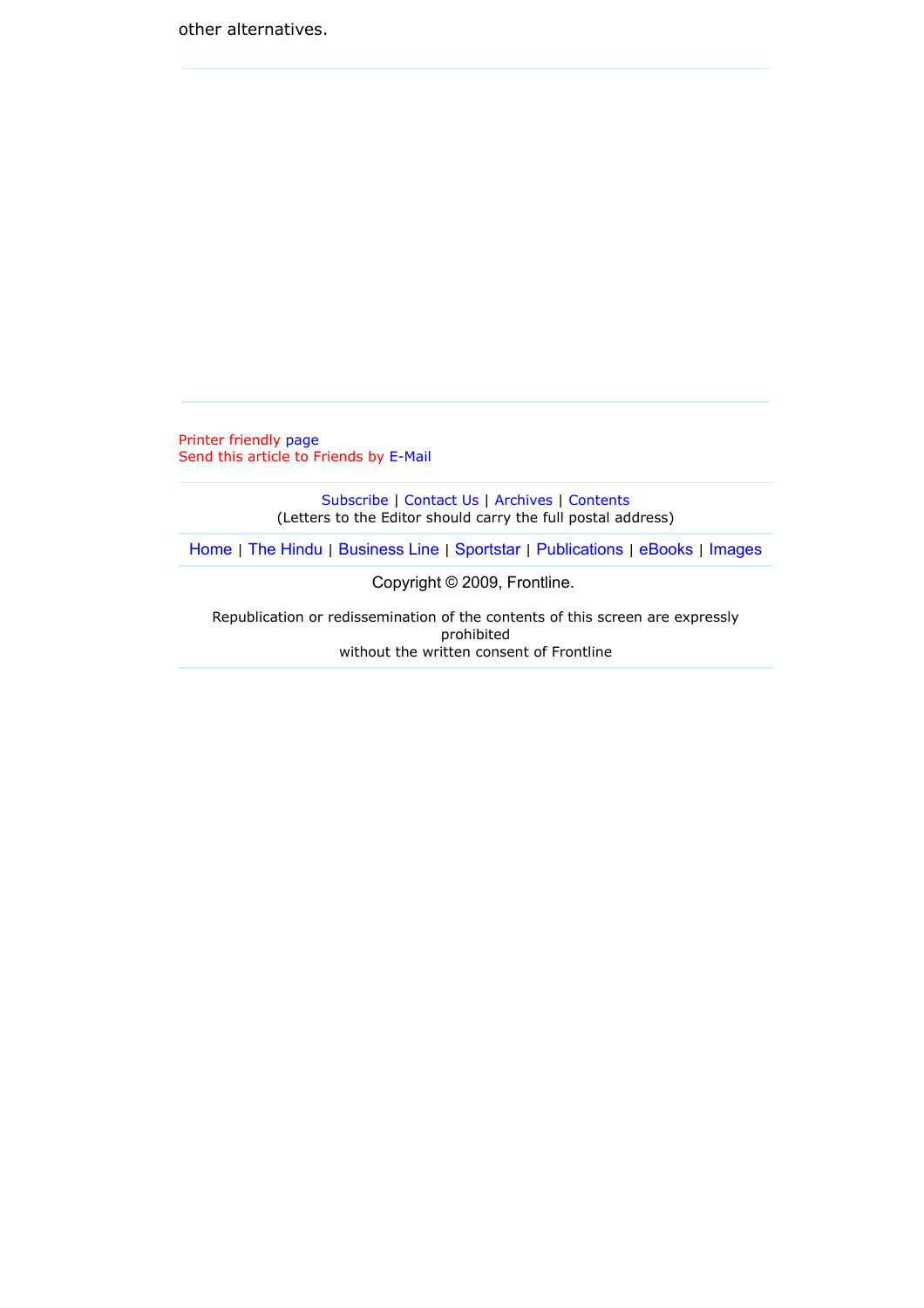other alternatives.

Printer friendly page
Send this article to Friends by E-Mail

Subscribe | Contact Us | Archives | Contents
(Letters to the Editor should carry the full postal address)

Home | The Hindu | Business Line | Sportstar | Publications | eBooks | Images

Copyright © 2009, Frontline.

Republication or redissemination of the contents of this screen are expressly prohibited without the written consent of Frontline